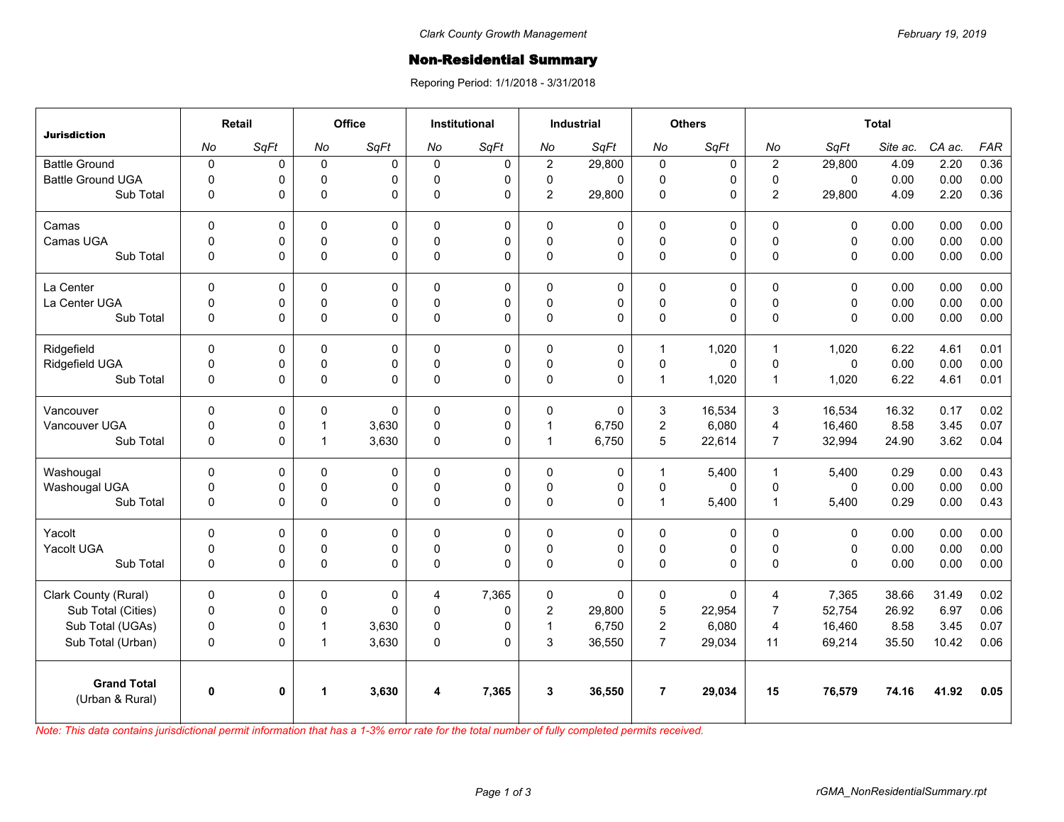Clark County Growth Management

February 19, 2019

# Non-Residential Summary

Reporing Period: 1/1/2018 - 3/31/2018

| Jurisdiction | Retail | | Office | | Institutional | | Industrial | | Others | | Total | | | | |
|---|---|---|---|---|---|---|---|---|---|---|---|---|---|---|---|
| | *No* | *SqFt* | *No* | *SqFt* | *No* | *SqFt* | *No* | *SqFt* | *No* | *SqFt* | *No* | *SqFt* | *Site ac.* | *CA ac.* | *FAR* |
| Battle Ground | 0 | 0 | 0 | 0 | 0 | 0 | 2 | 29,800 | 0 | 0 | 2 | 29,800 | 4.09 | 2.20 | 0.36 |
| Battle Ground UGA | 0 | 0 | 0 | 0 | 0 | 0 | 0 | 0 | 0 | 0 | 0 | 0 | 0.00 | 0.00 | 0.00 |
| Sub Total | 0 | 0 | 0 | 0 | 0 | 0 | 2 | 29,800 | 0 | 0 | 2 | 29,800 | 4.09 | 2.20 | 0.36 |
| Camas | 0 | 0 | 0 | 0 | 0 | 0 | 0 | 0 | 0 | 0 | 0 | 0 | 0.00 | 0.00 | 0.00 |
| Camas UGA | 0 | 0 | 0 | 0 | 0 | 0 | 0 | 0 | 0 | 0 | 0 | 0 | 0.00 | 0.00 | 0.00 |
| Sub Total | 0 | 0 | 0 | 0 | 0 | 0 | 0 | 0 | 0 | 0 | 0 | 0 | 0.00 | 0.00 | 0.00 |
| La Center | 0 | 0 | 0 | 0 | 0 | 0 | 0 | 0 | 0 | 0 | 0 | 0 | 0.00 | 0.00 | 0.00 |
| La Center UGA | 0 | 0 | 0 | 0 | 0 | 0 | 0 | 0 | 0 | 0 | 0 | 0 | 0.00 | 0.00 | 0.00 |
| Sub Total | 0 | 0 | 0 | 0 | 0 | 0 | 0 | 0 | 0 | 0 | 0 | 0 | 0.00 | 0.00 | 0.00 |
| Ridgefield | 0 | 0 | 0 | 0 | 0 | 0 | 0 | 0 | 1 | 1,020 | 1 | 1,020 | 6.22 | 4.61 | 0.01 |
| Ridgefield UGA | 0 | 0 | 0 | 0 | 0 | 0 | 0 | 0 | 0 | 0 | 0 | 0 | 0.00 | 0.00 | 0.00 |
| Sub Total | 0 | 0 | 0 | 0 | 0 | 0 | 0 | 0 | 1 | 1,020 | 1 | 1,020 | 6.22 | 4.61 | 0.01 |
| Vancouver | 0 | 0 | 0 | 0 | 0 | 0 | 0 | 0 | 3 | 16,534 | 3 | 16,534 | 16.32 | 0.17 | 0.02 |
| Vancouver UGA | 0 | 0 | 1 | 3,630 | 0 | 0 | 1 | 6,750 | 2 | 6,080 | 4 | 16,460 | 8.58 | 3.45 | 0.07 |
| Sub Total | 0 | 0 | 1 | 3,630 | 0 | 0 | 1 | 6,750 | 5 | 22,614 | 7 | 32,994 | 24.90 | 3.62 | 0.04 |
| Washougal | 0 | 0 | 0 | 0 | 0 | 0 | 0 | 0 | 1 | 5,400 | 1 | 5,400 | 0.29 | 0.00 | 0.43 |
| Washougal UGA | 0 | 0 | 0 | 0 | 0 | 0 | 0 | 0 | 0 | 0 | 0 | 0 | 0.00 | 0.00 | 0.00 |
| Sub Total | 0 | 0 | 0 | 0 | 0 | 0 | 0 | 0 | 1 | 5,400 | 1 | 5,400 | 0.29 | 0.00 | 0.43 |
| Yacolt | 0 | 0 | 0 | 0 | 0 | 0 | 0 | 0 | 0 | 0 | 0 | 0 | 0.00 | 0.00 | 0.00 |
| Yacolt UGA | 0 | 0 | 0 | 0 | 0 | 0 | 0 | 0 | 0 | 0 | 0 | 0 | 0.00 | 0.00 | 0.00 |
| Sub Total | 0 | 0 | 0 | 0 | 0 | 0 | 0 | 0 | 0 | 0 | 0 | 0 | 0.00 | 0.00 | 0.00 |
| Clark County (Rural) | 0 | 0 | 0 | 0 | 4 | 7,365 | 0 | 0 | 0 | 0 | 4 | 7,365 | 38.66 | 31.49 | 0.02 |
| Sub Total (Cities) | 0 | 0 | 0 | 0 | 0 | 0 | 2 | 29,800 | 5 | 22,954 | 7 | 52,754 | 26.92 | 6.97 | 0.06 |
| Sub Total (UGAs) | 0 | 0 | 1 | 3,630 | 0 | 0 | 1 | 6,750 | 2 | 6,080 | 4 | 16,460 | 8.58 | 3.45 | 0.07 |
| Sub Total (Urban) | 0 | 0 | 1 | 3,630 | 0 | 0 | 3 | 36,550 | 7 | 29,034 | 11 | 69,214 | 35.50 | 10.42 | 0.06 |
| **Grand Total** (Urban & Rural) | **0** | **0** | **1** | **3,630** | **4** | **7,365** | **3** | **36,550** | **7** | **29,034** | **15** | **76,579** | **74.16** | **41.92** | **0.05** |

*Note: This data contains jurisdictional permit information that has a 1-3% error rate for the total number of fully completed permits received.*

rGMA_NonResidentialSummary.rpt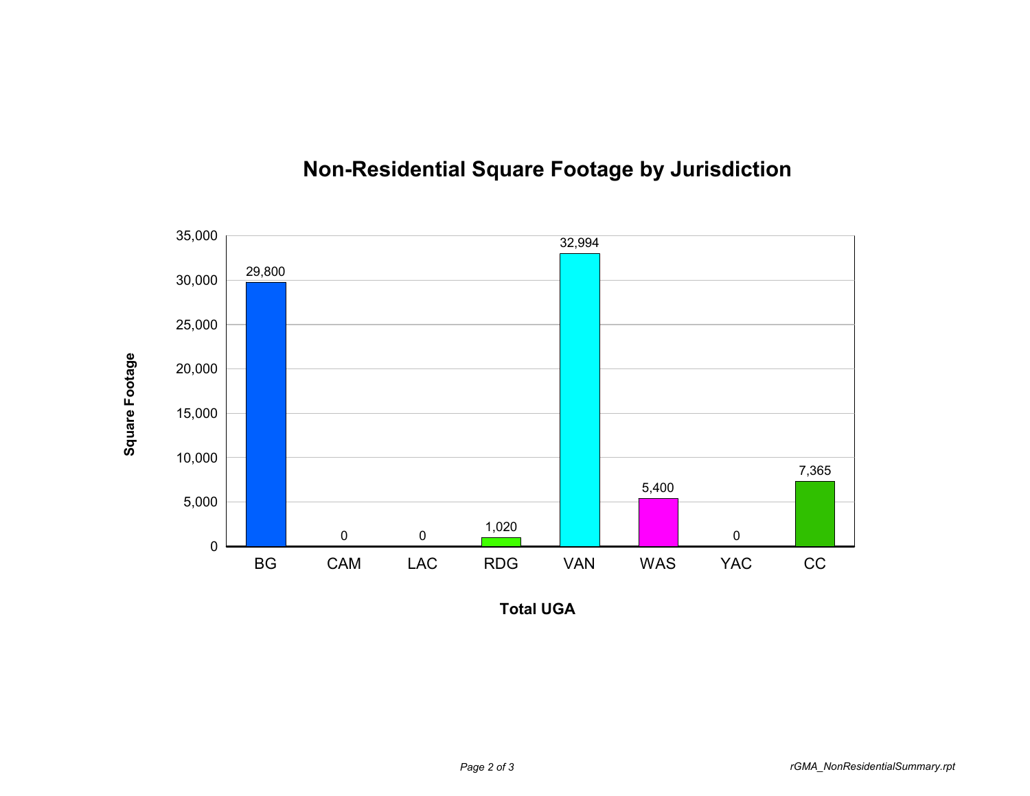# Non-Residential Square Footage by Jurisdiction

| Total UGA | Square Footage |
|---|---|
| BG | 29,800 |
| CAM | 0 |
| LAC | 0 |
| RDG | 1,020 |
| VAN | 32,994 |
| WAS | 5,400 |
| YAC | 0 |
| CC | 7,365 |

*rGMA_NonResidentialSummary.rpt*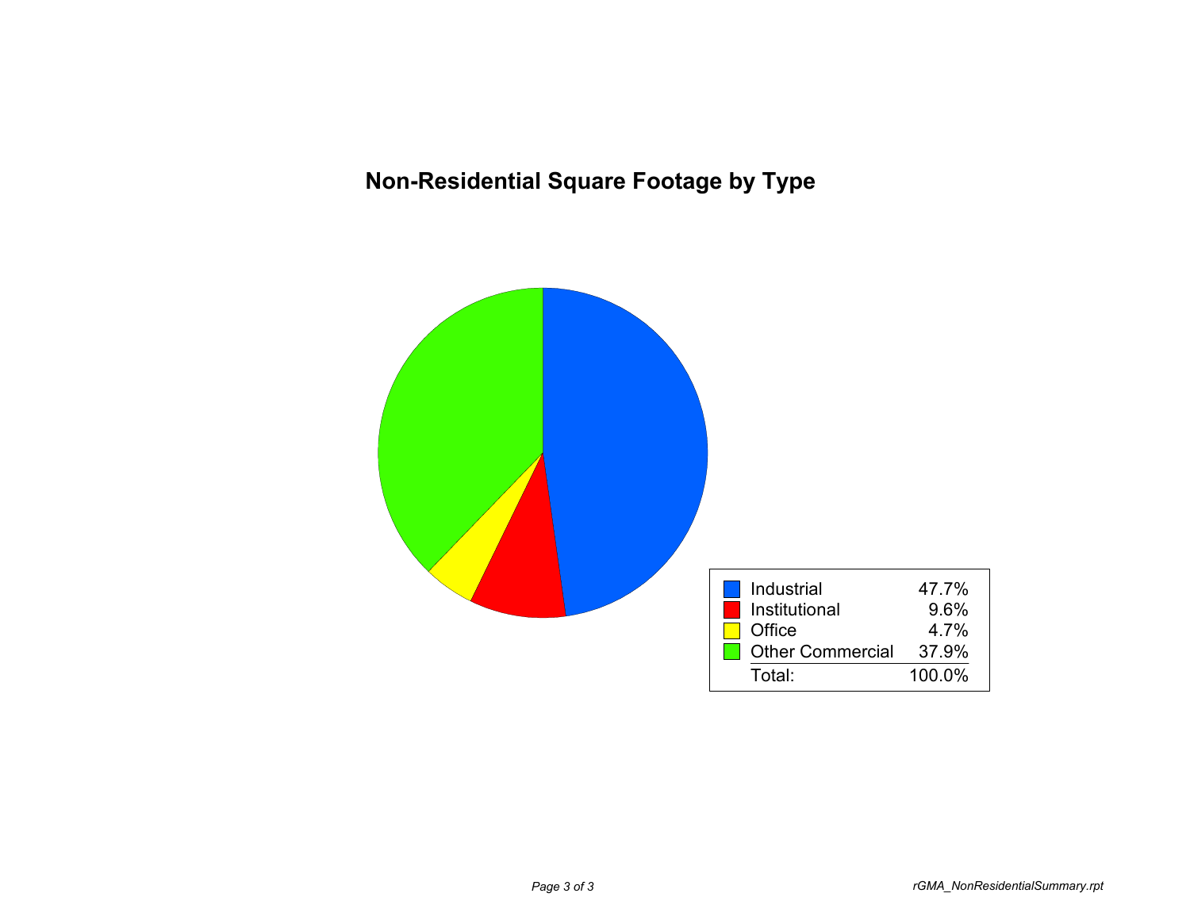## Non-Residential Square Footage by Type

Industrial 47.7%
Institutional 9.6%
Office 4.7%
Other Commercial 37.9%
Total: 100.0%

*rGMA_NonResidentialSummary.rpt*